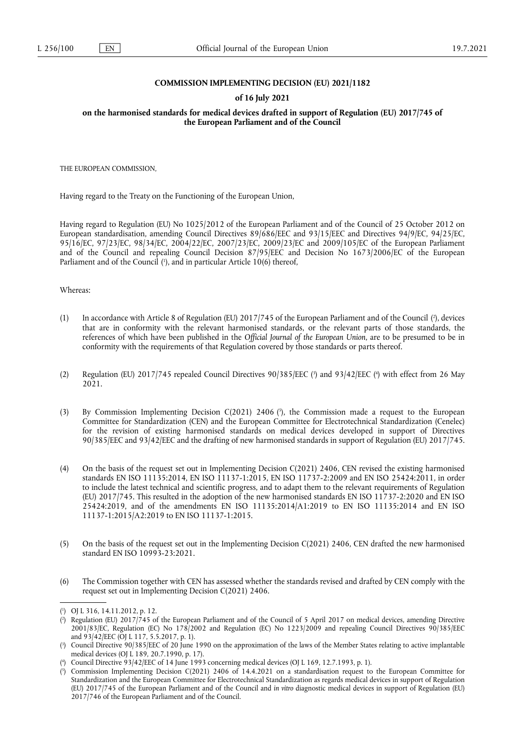**COMMISSION IMPLEMENTING DECISION (EU) 2021/1182**

**of 16 July 2021**

**on the harmonised standards for medical devices drafted in support of Regulation (EU) 2017/745 of the European Parliament and of the Council**

THE EUROPEAN COMMISSION,

Having regard to the Treaty on the Functioning of the European Union,

Having regard to Regulation (EU) No 1025/2012 of the European Parliament and of the Council of 25 October 2012 on European standardisation, amending Council Directives 89/686/EEC and 93/15/EEC and Directives 94/9/EC, 94/25/EC, 95/16/EC, 97/23/EC, 98/34/EC, 2004/22/EC, 2007/23/EC, 2009/23/EC and 2009/105/EC of the European Parliament and of the Council and repealing Council Decision 87/95/EEC and Decision No 1673/2006/EC of the European Parliament and of the Council ([1]), and in particular Article 10(6) thereof,

Whereas:

(1) In accordance with Article 8 of Regulation (EU) 2017/745 of the European Parliament and of the Council ([2]), devices that are in conformity with the relevant harmonised standards, or the relevant parts of those standards, the references of which have been published in the *Official Journal of the European Union*, are to be presumed to be in conformity with the requirements of that Regulation covered by those standards or parts thereof.

(2) Regulation (EU) 2017/745 repealed Council Directives 90/385/EEC ([3]) and 93/42/EEC ([4]) with effect from 26 May 2021.

(3) By Commission Implementing Decision C(2021) 2406 ([5]), the Commission made a request to the European Committee for Standardization (CEN) and the European Committee for Electrotechnical Standardization (Cenelec) for the revision of existing harmonised standards on medical devices developed in support of Directives 90/385/EEC and 93/42/EEC and the drafting of new harmonised standards in support of Regulation (EU) 2017/745.

(4) On the basis of the request set out in Implementing Decision C(2021) 2406, CEN revised the existing harmonised standards EN ISO 11135:2014, EN ISO 11137-1:2015, EN ISO 11737-2:2009 and EN ISO 25424:2011, in order to include the latest technical and scientific progress, and to adapt them to the relevant requirements of Regulation (EU) 2017/745. This resulted in the adoption of the new harmonised standards EN ISO 11737-2:2020 and EN ISO 25424:2019, and of the amendments EN ISO 11135:2014/A1:2019 to EN ISO 11135:2014 and EN ISO 11137-1:2015/A2:2019 to EN ISO 11137-1:2015.

(5) On the basis of the request set out in the Implementing Decision C(2021) 2406, CEN drafted the new harmonised standard EN ISO 10993-23:2021.

(6) The Commission together with CEN has assessed whether the standards revised and drafted by CEN comply with the request set out in Implementing Decision C(2021) 2406.

---

([1]) OJ L 316, 14.11.2012, p. 12.

([2]) Regulation (EU) 2017/745 of the European Parliament and of the Council of 5 April 2017 on medical devices, amending Directive 2001/83/EC, Regulation (EC) No 178/2002 and Regulation (EC) No 1223/2009 and repealing Council Directives 90/385/EEC and 93/42/EEC (OJ L 117, 5.5.2017, p. 1).

([3]) Council Directive 90/385/EEC of 20 June 1990 on the approximation of the laws of the Member States relating to active implantable medical devices (OJ L 189, 20.7.1990, p. 17).

([4]) Council Directive 93/42/EEC of 14 June 1993 concerning medical devices (OJ L 169, 12.7.1993, p. 1).

([5]) Commission Implementing Decision C(2021) 2406 of 14.4.2021 on a standardisation request to the European Committee for Standardization and the European Committee for Electrotechnical Standardization as regards medical devices in support of Regulation (EU) 2017/745 of the European Parliament and of the Council and *in vitro* diagnostic medical devices in support of Regulation (EU) 2017/746 of the European Parliament and of the Council.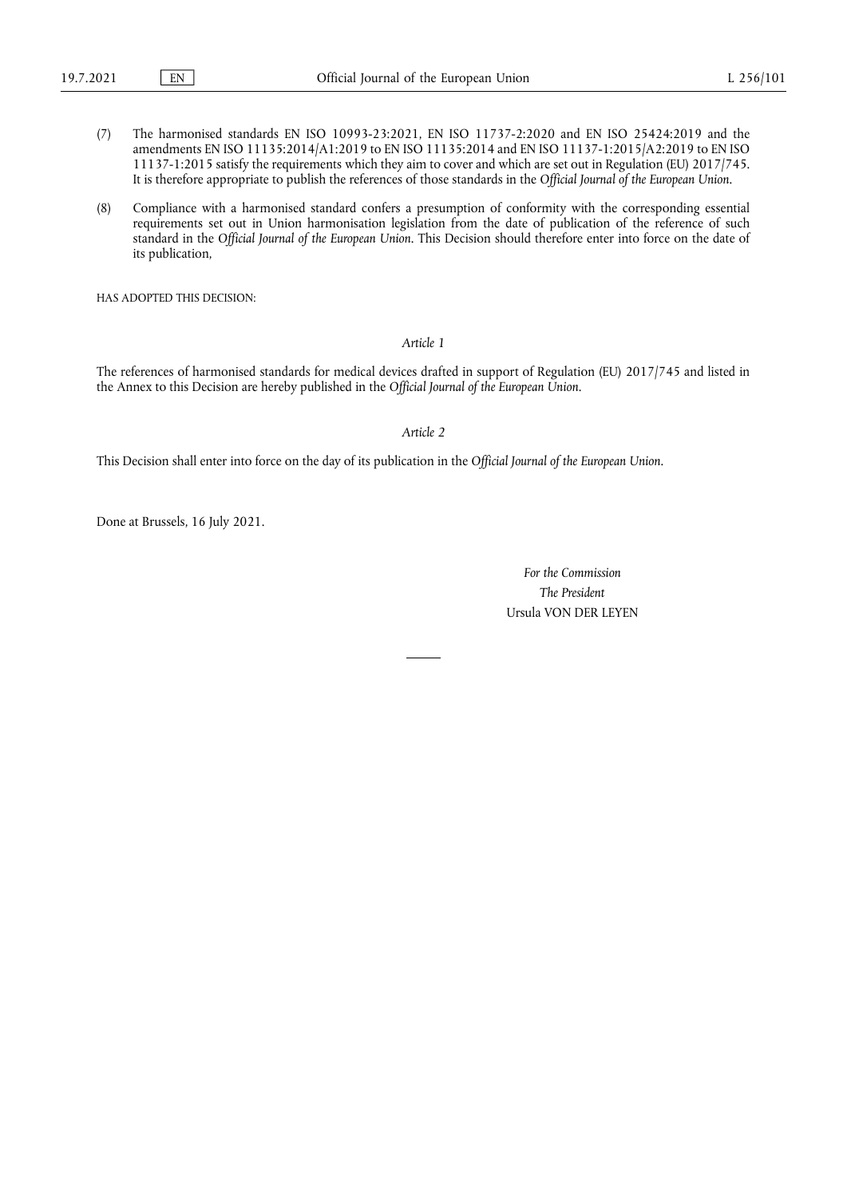(7) The harmonised standards EN ISO 10993-23:2021, EN ISO 11737-2:2020 and EN ISO 25424:2019 and the amendments EN ISO 11135:2014/A1:2019 to EN ISO 11135:2014 and EN ISO 11137-1:2015/A2:2019 to EN ISO 11137-1:2015 satisfy the requirements which they aim to cover and which are set out in Regulation (EU) 2017/745. It is therefore appropriate to publish the references of those standards in the *Official Journal of the European Union*.

(8) Compliance with a harmonised standard confers a presumption of conformity with the corresponding essential requirements set out in Union harmonisation legislation from the date of publication of the reference of such standard in the *Official Journal of the European Union*. This Decision should therefore enter into force on the date of its publication,

HAS ADOPTED THIS DECISION:

*Article 1*

The references of harmonised standards for medical devices drafted in support of Regulation (EU) 2017/745 and listed in the Annex to this Decision are hereby published in the *Official Journal of the European Union*.

*Article 2*

This Decision shall enter into force on the day of its publication in the *Official Journal of the European Union*.

Done at Brussels, 16 July 2021.

*For the Commission*

*The President*

Ursula VON DER LEYEN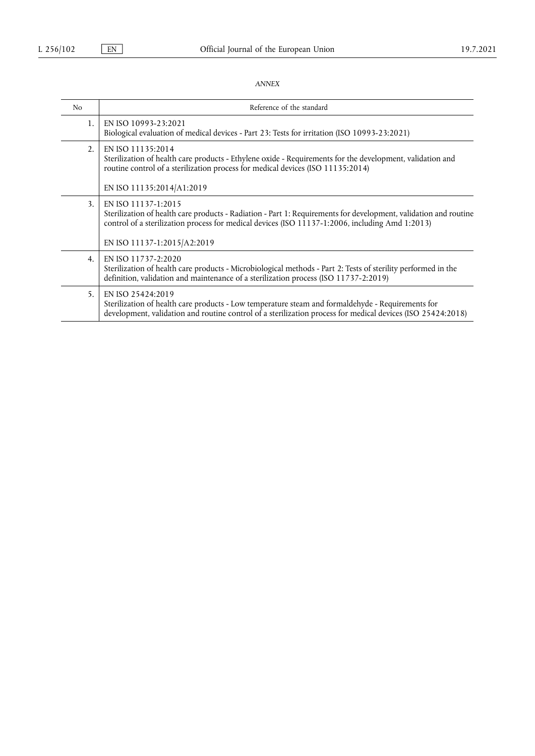*ANNEX*

| No | Reference of the standard |
|---|---|
| 1. | EN ISO 10993-23:2021<br>Biological evaluation of medical devices - Part 23: Tests for irritation (ISO 10993-23:2021) |
| 2. | EN ISO 11135:2014<br>Sterilization of health care products - Ethylene oxide - Requirements for the development, validation and routine control of a sterilization process for medical devices (ISO 11135:2014)<br><br>EN ISO 11135:2014/A1:2019 |
| 3. | EN ISO 11137-1:2015<br>Sterilization of health care products - Radiation - Part 1: Requirements for development, validation and routine control of a sterilization process for medical devices (ISO 11137-1:2006, including Amd 1:2013)<br><br>EN ISO 11137-1:2015/A2:2019 |
| 4. | EN ISO 11737-2:2020<br>Sterilization of health care products - Microbiological methods - Part 2: Tests of sterility performed in the definition, validation and maintenance of a sterilization process (ISO 11737-2:2019) |
| 5. | EN ISO 25424:2019<br>Sterilization of health care products - Low temperature steam and formaldehyde - Requirements for development, validation and routine control of a sterilization process for medical devices (ISO 25424:2018) |